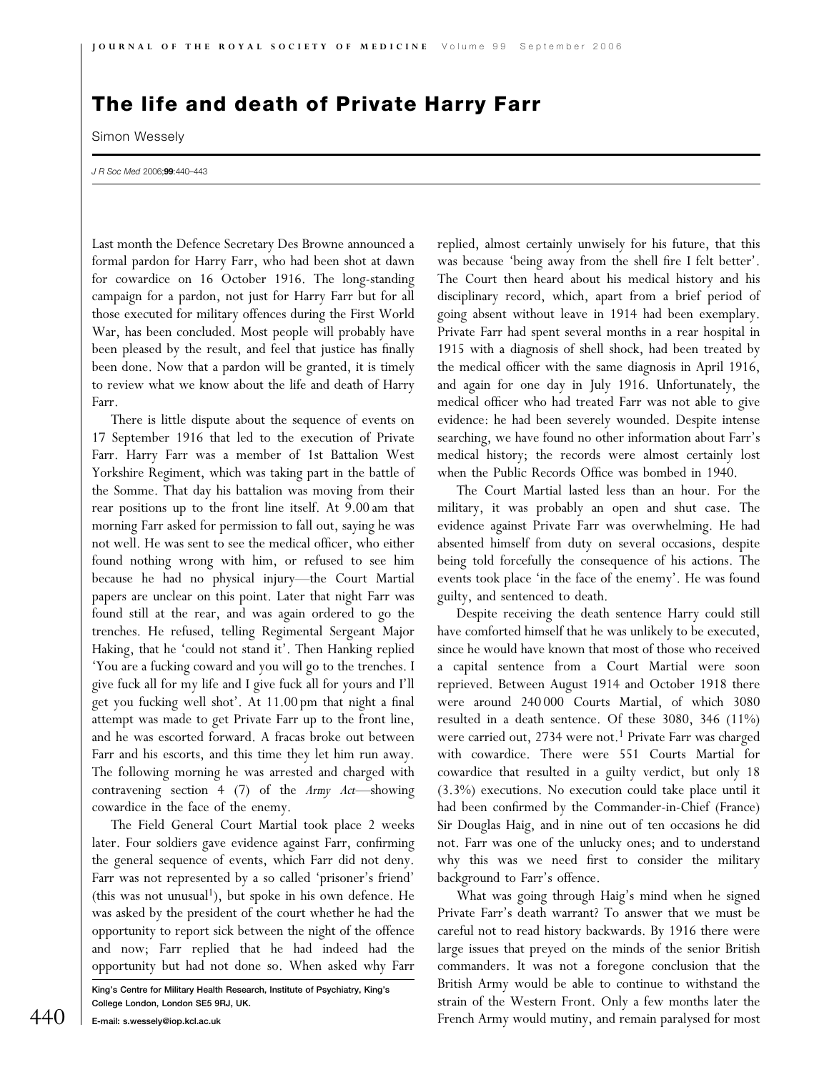# The life and death of Private Harry Farr

Simon Wessely

*J R Soc Med* 2006;**99**:440–443

Last month the Defence Secretary Des Browne announced a formal pardon for Harry Farr, who had been shot at dawn for cowardice on 16 October 1916. The long-standing campaign for a pardon, not just for Harry Farr but for all those executed for military offences during the First World War, has been concluded. Most people will probably have been pleased by the result, and feel that justice has finally been done. Now that a pardon will be granted, it is timely to review what we know about the life and death of Harry Farr.

There is little dispute about the sequence of events on 17 September 1916 that led to the execution of Private Farr. Harry Farr was a member of 1st Battalion West Yorkshire Regiment, which was taking part in the battle of the Somme. That day his battalion was moving from their rear positions up to the front line itself. At 9.00 am that morning Farr asked for permission to fall out, saying he was not well. He was sent to see the medical officer, who either found nothing wrong with him, or refused to see him because he had no physical injury—the Court Martial papers are unclear on this point. Later that night Farr was found still at the rear, and was again ordered to go the trenches. He refused, telling Regimental Sergeant Major Haking, that he 'could not stand it'. Then Hanking replied 'You are a fucking coward and you will go to the trenches. I give fuck all for my life and I give fuck all for yours and I'll get you fucking well shot'. At 11.00 pm that night a final attempt was made to get Private Farr up to the front line, and he was escorted forward. A fracas broke out between Farr and his escorts, and this time they let him run away. The following morning he was arrested and charged with contravening section 4 (7) of the *Army Act*—showing cowardice in the face of the enemy.

The Field General Court Martial took place 2 weeks later. Four soldiers gave evidence against Farr, confirming the general sequence of events, which Farr did not deny. Farr was not represented by a so called 'prisoner's friend' (this was not unusual[1]), but spoke in his own defence. He was asked by the president of the court whether he had the opportunity to report sick between the night of the offence and now; Farr replied that he had indeed had the opportunity but had not done so. When asked why Farr replied, almost certainly unwisely for his future, that this was because 'being away from the shell fire I felt better'. The Court then heard about his medical history and his disciplinary record, which, apart from a brief period of going absent without leave in 1914 had been exemplary. Private Farr had spent several months in a rear hospital in 1915 with a diagnosis of shell shock, had been treated by the medical officer with the same diagnosis in April 1916, and again for one day in July 1916. Unfortunately, the medical officer who had treated Farr was not able to give evidence: he had been severely wounded. Despite intense searching, we have found no other information about Farr's medical history; the records were almost certainly lost when the Public Records Office was bombed in 1940.

The Court Martial lasted less than an hour. For the military, it was probably an open and shut case. The evidence against Private Farr was overwhelming. He had absented himself from duty on several occasions, despite being told forcefully the consequence of his actions. The events took place 'in the face of the enemy'. He was found guilty, and sentenced to death.

Despite receiving the death sentence Harry could still have comforted himself that he was unlikely to be executed, since he would have known that most of those who received a capital sentence from a Court Martial were soon reprieved. Between August 1914 and October 1918 there were around 240 000 Courts Martial, of which 3080 resulted in a death sentence. Of these 3080, 346 (11%) were carried out, 2734 were not.[1] Private Farr was charged with cowardice. There were 551 Courts Martial for cowardice that resulted in a guilty verdict, but only 18 (3.3%) executions. No execution could take place until it had been confirmed by the Commander-in-Chief (France) Sir Douglas Haig, and in nine out of ten occasions he did not. Farr was one of the unlucky ones; and to understand why this was we need first to consider the military background to Farr's offence.

What was going through Haig's mind when he signed Private Farr's death warrant? To answer that we must be careful not to read history backwards. By 1916 there were large issues that preyed on the minds of the senior British commanders. It was not a foregone conclusion that the British Army would be able to continue to withstand the strain of the Western Front. Only a few months later the French Army would mutiny, and remain paralysed for most

King's Centre for Military Health Research, Institute of Psychiatry, King's College London, London SE5 9RJ, UK.

E-mail: s.wessely@iop.kcl.ac.uk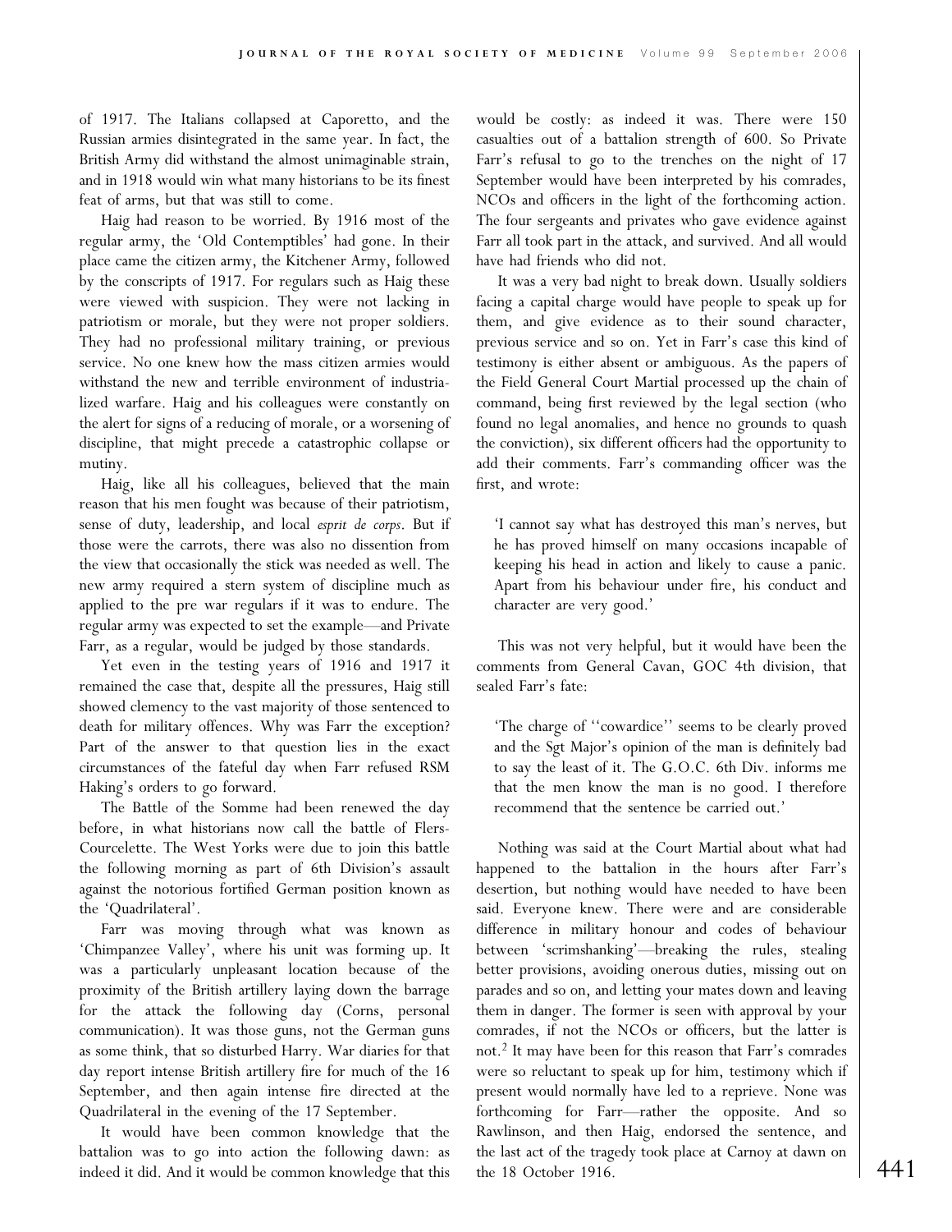of 1917. The Italians collapsed at Caporetto, and the Russian armies disintegrated in the same year. In fact, the British Army did withstand the almost unimaginable strain, and in 1918 would win what many historians to be its finest feat of arms, but that was still to come.

Haig had reason to be worried. By 1916 most of the regular army, the 'Old Contemptibles' had gone. In their place came the citizen army, the Kitchener Army, followed by the conscripts of 1917. For regulars such as Haig these were viewed with suspicion. They were not lacking in patriotism or morale, but they were not proper soldiers. They had no professional military training, or previous service. No one knew how the mass citizen armies would withstand the new and terrible environment of industrialized warfare. Haig and his colleagues were constantly on the alert for signs of a reducing of morale, or a worsening of discipline, that might precede a catastrophic collapse or mutiny.

Haig, like all his colleagues, believed that the main reason that his men fought was because of their patriotism, sense of duty, leadership, and local *esprit de corps*. But if those were the carrots, there was also no dissention from the view that occasionally the stick was needed as well. The new army required a stern system of discipline much as applied to the pre war regulars if it was to endure. The regular army was expected to set the example—and Private Farr, as a regular, would be judged by those standards.

Yet even in the testing years of 1916 and 1917 it remained the case that, despite all the pressures, Haig still showed clemency to the vast majority of those sentenced to death for military offences. Why was Farr the exception? Part of the answer to that question lies in the exact circumstances of the fateful day when Farr refused RSM Haking's orders to go forward.

The Battle of the Somme had been renewed the day before, in what historians now call the battle of Flers-Courcelette. The West Yorks were due to join this battle the following morning as part of 6th Division's assault against the notorious fortified German position known as the 'Quadrilateral'.

Farr was moving through what was known as 'Chimpanzee Valley', where his unit was forming up. It was a particularly unpleasant location because of the proximity of the British artillery laying down the barrage for the attack the following day (Corns, personal communication). It was those guns, not the German guns as some think, that so disturbed Harry. War diaries for that day report intense British artillery fire for much of the 16 September, and then again intense fire directed at the Quadrilateral in the evening of the 17 September.

It would have been common knowledge that the battalion was to go into action the following dawn: as indeed it did. And it would be common knowledge that this would be costly: as indeed it was. There were 150 casualties out of a battalion strength of 600. So Private Farr's refusal to go to the trenches on the night of 17 September would have been interpreted by his comrades, NCOs and officers in the light of the forthcoming action. The four sergeants and privates who gave evidence against Farr all took part in the attack, and survived. And all would have had friends who did not.

It was a very bad night to break down. Usually soldiers facing a capital charge would have people to speak up for them, and give evidence as to their sound character, previous service and so on. Yet in Farr's case this kind of testimony is either absent or ambiguous. As the papers of the Field General Court Martial processed up the chain of command, being first reviewed by the legal section (who found no legal anomalies, and hence no grounds to quash the conviction), six different officers had the opportunity to add their comments. Farr's commanding officer was the first, and wrote:

> 'I cannot say what has destroyed this man's nerves, but he has proved himself on many occasions incapable of keeping his head in action and likely to cause a panic. Apart from his behaviour under fire, his conduct and character are very good.'

This was not very helpful, but it would have been the comments from General Cavan, GOC 4th division, that sealed Farr's fate:

> 'The charge of "cowardice" seems to be clearly proved and the Sgt Major's opinion of the man is definitely bad to say the least of it. The G.O.C. 6th Div. informs me that the men know the man is no good. I therefore recommend that the sentence be carried out.'

Nothing was said at the Court Martial about what had happened to the battalion in the hours after Farr's desertion, but nothing would have needed to have been said. Everyone knew. There were and are considerable difference in military honour and codes of behaviour between 'scrimshanking'—breaking the rules, stealing better provisions, avoiding onerous duties, missing out on parades and so on, and letting your mates down and leaving them in danger. The former is seen with approval by your comrades, if not the NCOs or officers, but the latter is not.[2] It may have been for this reason that Farr's comrades were so reluctant to speak up for him, testimony which if present would normally have led to a reprieve. None was forthcoming for Farr—rather the opposite. And so Rawlinson, and then Haig, endorsed the sentence, and the last act of the tragedy took place at Carnoy at dawn on the 18 October 1916.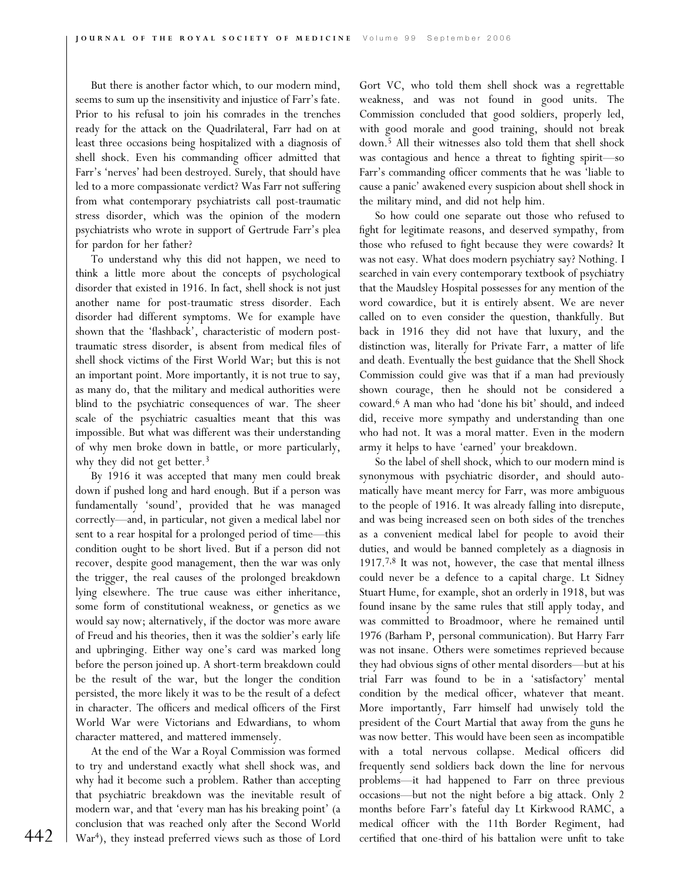But there is another factor which, to our modern mind, seems to sum up the insensitivity and injustice of Farr's fate. Prior to his refusal to join his comrades in the trenches ready for the attack on the Quadrilateral, Farr had on at least three occasions being hospitalized with a diagnosis of shell shock. Even his commanding officer admitted that Farr's 'nerves' had been destroyed. Surely, that should have led to a more compassionate verdict? Was Farr not suffering from what contemporary psychiatrists call post-traumatic stress disorder, which was the opinion of the modern psychiatrists who wrote in support of Gertrude Farr's plea for pardon for her father?

To understand why this did not happen, we need to think a little more about the concepts of psychological disorder that existed in 1916. In fact, shell shock is not just another name for post-traumatic stress disorder. Each disorder had different symptoms. We for example have shown that the 'flashback', characteristic of modern post-traumatic stress disorder, is absent from medical files of shell shock victims of the First World War; but this is not an important point. More importantly, it is not true to say, as many do, that the military and medical authorities were blind to the psychiatric consequences of war. The sheer scale of the psychiatric casualties meant that this was impossible. But what was different was their understanding of why men broke down in battle, or more particularly, why they did not get better.[3]

By 1916 it was accepted that many men could break down if pushed long and hard enough. But if a person was fundamentally 'sound', provided that he was managed correctly—and, in particular, not given a medical label nor sent to a rear hospital for a prolonged period of time—this condition ought to be short lived. But if a person did not recover, despite good management, then the war was only the trigger, the real causes of the prolonged breakdown lying elsewhere. The true cause was either inheritance, some form of constitutional weakness, or genetics as we would say now; alternatively, if the doctor was more aware of Freud and his theories, then it was the soldier's early life and upbringing. Either way one's card was marked long before the person joined up. A short-term breakdown could be the result of the war, but the longer the condition persisted, the more likely it was to be the result of a defect in character. The officers and medical officers of the First World War were Victorians and Edwardians, to whom character mattered, and mattered immensely.

At the end of the War a Royal Commission was formed to try and understand exactly what shell shock was, and why had it become such a problem. Rather than accepting that psychiatric breakdown was the inevitable result of modern war, and that 'every man has his breaking point' (a conclusion that was reached only after the Second World War[4]), they instead preferred views such as those of Lord Gort VC, who told them shell shock was a regrettable weakness, and was not found in good units. The Commission concluded that good soldiers, properly led, with good morale and good training, should not break down.[5] All their witnesses also told them that shell shock was contagious and hence a threat to fighting spirit—so Farr's commanding officer comments that he was 'liable to cause a panic' awakened every suspicion about shell shock in the military mind, and did not help him.

So how could one separate out those who refused to fight for legitimate reasons, and deserved sympathy, from those who refused to fight because they were cowards? It was not easy. What does modern psychiatry say? Nothing. I searched in vain every contemporary textbook of psychiatry that the Maudsley Hospital possesses for any mention of the word cowardice, but it is entirely absent. We are never called on to even consider the question, thankfully. But back in 1916 they did not have that luxury, and the distinction was, literally for Private Farr, a matter of life and death. Eventually the best guidance that the Shell Shock Commission could give was that if a man had previously shown courage, then he should not be considered a coward.[6] A man who had 'done his bit' should, and indeed did, receive more sympathy and understanding than one who had not. It was a moral matter. Even in the modern army it helps to have 'earned' your breakdown.

So the label of shell shock, which to our modern mind is synonymous with psychiatric disorder, and should automatically have meant mercy for Farr, was more ambiguous to the people of 1916. It was already falling into disrepute, and was being increased seen on both sides of the trenches as a convenient medical label for people to avoid their duties, and would be banned completely as a diagnosis in 1917.[7,8] It was not, however, the case that mental illness could never be a defence to a capital charge. Lt Sidney Stuart Hume, for example, shot an orderly in 1918, but was found insane by the same rules that still apply today, and was committed to Broadmoor, where he remained until 1976 (Barham P, personal communication). But Harry Farr was not insane. Others were sometimes reprieved because they had obvious signs of other mental disorders—but at his trial Farr was found to be in a 'satisfactory' mental condition by the medical officer, whatever that meant. More importantly, Farr himself had unwisely told the president of the Court Martial that away from the guns he was now better. This would have been seen as incompatible with a total nervous collapse. Medical officers did frequently send soldiers back down the line for nervous problems—it had happened to Farr on three previous occasions—but not the night before a big attack. Only 2 months before Farr's fateful day Lt Kirkwood RAMC, a medical officer with the 11th Border Regiment, had certified that one-third of his battalion were unfit to take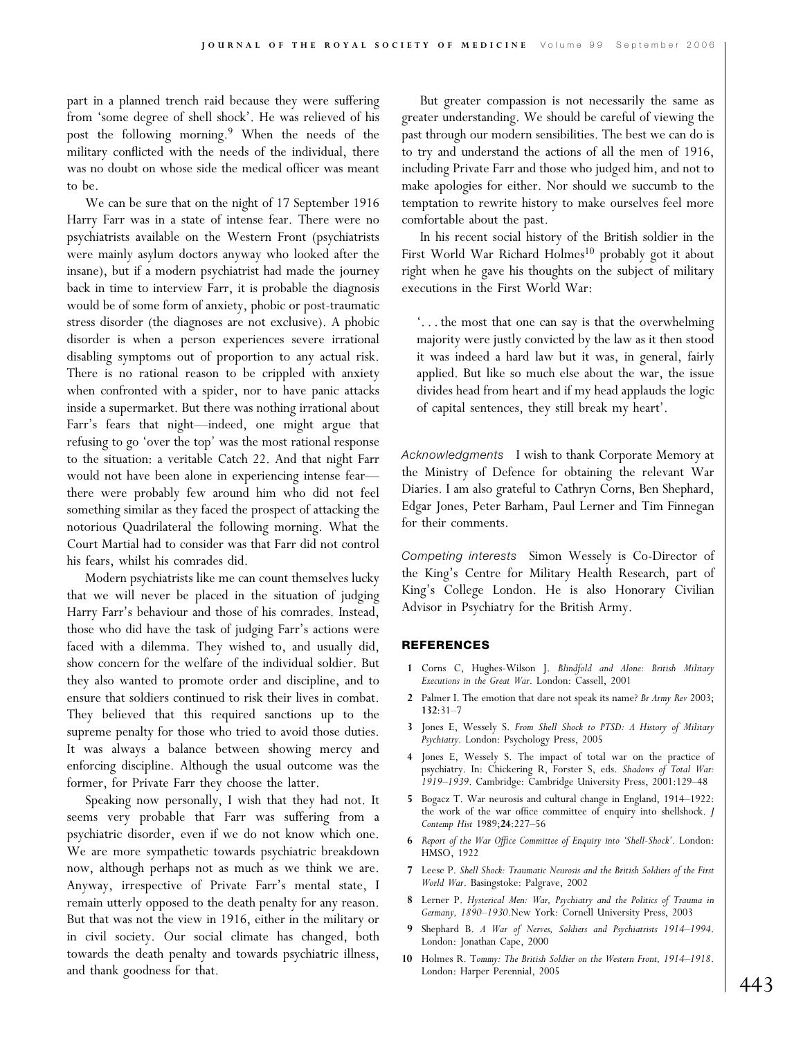part in a planned trench raid because they were suffering from 'some degree of shell shock'. He was relieved of his post the following morning.[9] When the needs of the military conflicted with the needs of the individual, there was no doubt on whose side the medical officer was meant to be.

We can be sure that on the night of 17 September 1916 Harry Farr was in a state of intense fear. There were no psychiatrists available on the Western Front (psychiatrists were mainly asylum doctors anyway who looked after the insane), but if a modern psychiatrist had made the journey back in time to interview Farr, it is probable the diagnosis would be of some form of anxiety, phobic or post-traumatic stress disorder (the diagnoses are not exclusive). A phobic disorder is when a person experiences severe irrational disabling symptoms out of proportion to any actual risk. There is no rational reason to be crippled with anxiety when confronted with a spider, nor to have panic attacks inside a supermarket. But there was nothing irrational about Farr's fears that night—indeed, one might argue that refusing to go 'over the top' was the most rational response to the situation: a veritable Catch 22. And that night Farr would not have been alone in experiencing intense fear—there were probably few around him who did not feel something similar as they faced the prospect of attacking the notorious Quadrilateral the following morning. What the Court Martial had to consider was that Farr did not control his fears, whilst his comrades did.

Modern psychiatrists like me can count themselves lucky that we will never be placed in the situation of judging Harry Farr's behaviour and those of his comrades. Instead, those who did have the task of judging Farr's actions were faced with a dilemma. They wished to, and usually did, show concern for the welfare of the individual soldier. But they also wanted to promote order and discipline, and to ensure that soldiers continued to risk their lives in combat. They believed that this required sanctions up to the supreme penalty for those who tried to avoid those duties. It was always a balance between showing mercy and enforcing discipline. Although the usual outcome was the former, for Private Farr they choose the latter.

Speaking now personally, I wish that they had not. It seems very probable that Farr was suffering from a psychiatric disorder, even if we do not know which one. We are more sympathetic towards psychiatric breakdown now, although perhaps not as much as we think we are. Anyway, irrespective of Private Farr's mental state, I remain utterly opposed to the death penalty for any reason. But that was not the view in 1916, either in the military or in civil society. Our social climate has changed, both towards the death penalty and towards psychiatric illness, and thank goodness for that.

But greater compassion is not necessarily the same as greater understanding. We should be careful of viewing the past through our modern sensibilities. The best we can do is to try and understand the actions of all the men of 1916, including Private Farr and those who judged him, and not to make apologies for either. Nor should we succumb to the temptation to rewrite history to make ourselves feel more comfortable about the past.

In his recent social history of the British soldier in the First World War Richard Holmes[10] probably got it about right when he gave his thoughts on the subject of military executions in the First World War:

> '. . . the most that one can say is that the overwhelming majority were justly convicted by the law as it then stood it was indeed a hard law but it was, in general, fairly applied. But like so much else about the war, the issue divides head from heart and if my head applauds the logic of capital sentences, they still break my heart'.

*Acknowledgments* I wish to thank Corporate Memory at the Ministry of Defence for obtaining the relevant War Diaries. I am also grateful to Cathryn Corns, Ben Shephard, Edgar Jones, Peter Barham, Paul Lerner and Tim Finnegan for their comments.

*Competing interests* Simon Wessely is Co-Director of the King's Centre for Military Health Research, part of King's College London. He is also Honorary Civilian Advisor in Psychiatry for the British Army.

## REFERENCES

1. Corns C, Hughes-Wilson J. *Blindfold and Alone: British Military Executions in the Great War*. London: Cassell, 2001
2. Palmer I. The emotion that dare not speak its name? *Br Army Rev* 2003; **132**:31–7
3. Jones E, Wessely S. *From Shell Shock to PTSD: A History of Military Psychiatry*. London: Psychology Press, 2005
4. Jones E, Wessely S. The impact of total war on the practice of psychiatry. In: Chickering R, Forster S, eds. *Shadows of Total War: 1919–1939*. Cambridge: Cambridge University Press, 2001:129–48
5. Bogacz T. War neurosis and cultural change in England, 1914–1922: the work of the war office committee of enquiry into shellshock. *J Contemp Hist* 1989;**24**:227–56
6. *Report of the War Office Committee of Enquiry into 'Shell-Shock'*. London: HMSO, 1922
7. Leese P. *Shell Shock: Traumatic Neurosis and the British Soldiers of the First World War*. Basingstoke: Palgrave, 2002
8. Lerner P. *Hysterical Men: War, Psychiatry and the Politics of Trauma in Germany, 1890–1930*.New York: Cornell University Press, 2003
9. Shephard B. *A War of Nerves, Soldiers and Psychiatrists 1914–1994*. London: Jonathan Cape, 2000
10. Holmes R. T*ommy: The British Soldier on the Western Front, 1914–1918*. London: Harper Perennial, 2005